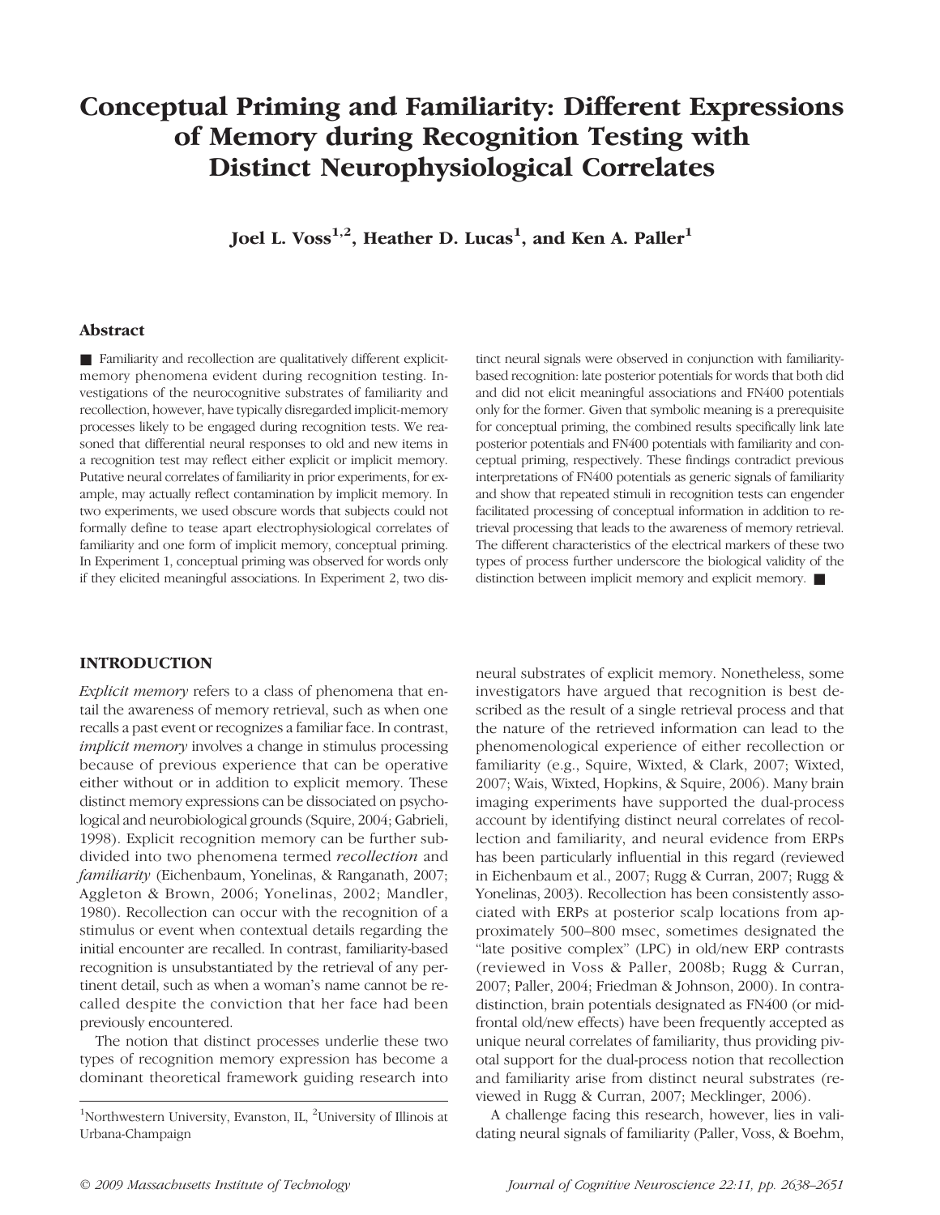# Conceptual Priming and Familiarity: Different Expressions of Memory during Recognition Testing with Distinct Neurophysiological Correlates

**Joel L. Voss[1,2], Heather D. Lucas[1], and Ken A. Paller[1]**

## Abstract

■ Familiarity and recollection are qualitatively different explicit-memory phenomena evident during recognition testing. Investigations of the neurocognitive substrates of familiarity and recollection, however, have typically disregarded implicit-memory processes likely to be engaged during recognition tests. We reasoned that differential neural responses to old and new items in a recognition test may reflect either explicit or implicit memory. Putative neural correlates of familiarity in prior experiments, for example, may actually reflect contamination by implicit memory. In two experiments, we used obscure words that subjects could not formally define to tease apart electrophysiological correlates of familiarity and one form of implicit memory, conceptual priming. In Experiment 1, conceptual priming was observed for words only if they elicited meaningful associations. In Experiment 2, two distinct neural signals were observed in conjunction with familiarity-based recognition: late posterior potentials for words that both did and did not elicit meaningful associations and FN400 potentials only for the former. Given that symbolic meaning is a prerequisite for conceptual priming, the combined results specifically link late posterior potentials and FN400 potentials with familiarity and conceptual priming, respectively. These findings contradict previous interpretations of FN400 potentials as generic signals of familiarity and show that repeated stimuli in recognition tests can engender facilitated processing of conceptual information in addition to retrieval processing that leads to the awareness of memory retrieval. The different characteristics of the electrical markers of these two types of process further underscore the biological validity of the distinction between implicit memory and explicit memory. ■

## INTRODUCTION

*Explicit memory* refers to a class of phenomena that entail the awareness of memory retrieval, such as when one recalls a past event or recognizes a familiar face. In contrast, *implicit memory* involves a change in stimulus processing because of previous experience that can be operative either without or in addition to explicit memory. These distinct memory expressions can be dissociated on psychological and neurobiological grounds (Squire, 2004; Gabrieli, 1998). Explicit recognition memory can be further subdivided into two phenomena termed *recollection* and *familiarity* (Eichenbaum, Yonelinas, & Ranganath, 2007; Aggleton & Brown, 2006; Yonelinas, 2002; Mandler, 1980). Recollection can occur with the recognition of a stimulus or event when contextual details regarding the initial encounter are recalled. In contrast, familiarity-based recognition is unsubstantiated by the retrieval of any pertinent detail, such as when a woman's name cannot be recalled despite the conviction that her face had been previously encountered.

The notion that distinct processes underlie these two types of recognition memory expression has become a dominant theoretical framework guiding research into neural substrates of explicit memory. Nonetheless, some investigators have argued that recognition is best described as the result of a single retrieval process and that the nature of the retrieved information can lead to the phenomenological experience of either recollection or familiarity (e.g., Squire, Wixted, & Clark, 2007; Wixted, 2007; Wais, Wixted, Hopkins, & Squire, 2006). Many brain imaging experiments have supported the dual-process account by identifying distinct neural correlates of recollection and familiarity, and neural evidence from ERPs has been particularly influential in this regard (reviewed in Eichenbaum et al., 2007; Rugg & Curran, 2007; Rugg & Yonelinas, 2003). Recollection has been consistently associated with ERPs at posterior scalp locations from approximately 500–800 msec, sometimes designated the "late positive complex" (LPC) in old/new ERP contrasts (reviewed in Voss & Paller, 2008b; Rugg & Curran, 2007; Paller, 2004; Friedman & Johnson, 2000). In contradistinction, brain potentials designated as FN400 (or mid-frontal old/new effects) have been frequently accepted as unique neural correlates of familiarity, thus providing pivotal support for the dual-process notion that recollection and familiarity arise from distinct neural substrates (reviewed in Rugg & Curran, 2007; Mecklinger, 2006).

A challenge facing this research, however, lies in validating neural signals of familiarity (Paller, Voss, & Boehm,

[1]Northwestern University, Evanston, IL, [2]University of Illinois at Urbana-Champaign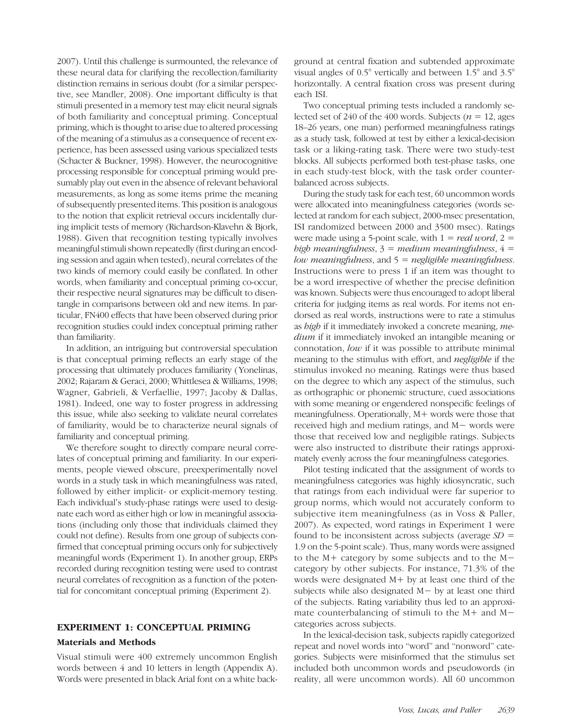2007). Until this challenge is surmounted, the relevance of these neural data for clarifying the recollection/familiarity distinction remains in serious doubt (for a similar perspective, see Mandler, 2008). One important difficulty is that stimuli presented in a memory test may elicit neural signals of both familiarity and conceptual priming. Conceptual priming, which is thought to arise due to altered processing of the meaning of a stimulus as a consequence of recent experience, has been assessed using various specialized tests (Schacter & Buckner, 1998). However, the neurocognitive processing responsible for conceptual priming would presumably play out even in the absence of relevant behavioral measurements, as long as some items prime the meaning of subsequently presented items. This position is analogous to the notion that explicit retrieval occurs incidentally during implicit tests of memory (Richardson-Klavehn & Bjork, 1988). Given that recognition testing typically involves meaningful stimuli shown repeatedly (first during an encoding session and again when tested), neural correlates of the two kinds of memory could easily be conflated. In other words, when familiarity and conceptual priming co-occur, their respective neural signatures may be difficult to disentangle in comparisons between old and new items. In particular, FN400 effects that have been observed during prior recognition studies could index conceptual priming rather than familiarity.

In addition, an intriguing but controversial speculation is that conceptual priming reflects an early stage of the processing that ultimately produces familiarity (Yonelinas, 2002; Rajaram & Geraci, 2000; Whittlesea & Williams, 1998; Wagner, Gabrieli, & Verfaellie, 1997; Jacoby & Dallas, 1981). Indeed, one way to foster progress in addressing this issue, while also seeking to validate neural correlates of familiarity, would be to characterize neural signals of familiarity and conceptual priming.

We therefore sought to directly compare neural correlates of conceptual priming and familiarity. In our experiments, people viewed obscure, preexperimentally novel words in a study task in which meaningfulness was rated, followed by either implicit- or explicit-memory testing. Each individual's study-phase ratings were used to designate each word as either high or low in meaningful associations (including only those that individuals claimed they could not define). Results from one group of subjects confirmed that conceptual priming occurs only for subjectively meaningful words (Experiment 1). In another group, ERPs recorded during recognition testing were used to contrast neural correlates of recognition as a function of the potential for concomitant conceptual priming (Experiment 2).

## EXPERIMENT 1: CONCEPTUAL PRIMING

### Materials and Methods

Visual stimuli were 400 extremely uncommon English words between 4 and 10 letters in length (Appendix A). Words were presented in black Arial font on a white background at central fixation and subtended approximate visual angles of 0.5° vertically and between 1.5° and 3.5° horizontally. A central fixation cross was present during each ISI.

Two conceptual priming tests included a randomly selected set of 240 of the 400 words. Subjects ($n = 12$, ages 18–26 years, one man) performed meaningfulness ratings as a study task, followed at test by either a lexical-decision task or a liking-rating task. There were two study-test blocks. All subjects performed both test-phase tasks, one in each study-test block, with the task order counterbalanced across subjects.

During the study task for each test, 60 uncommon words were allocated into meaningfulness categories (words selected at random for each subject, 2000-msec presentation, ISI randomized between 2000 and 3500 msec). Ratings were made using a 5-point scale, with 1 = *real word*, 2 = *high meaningfulness*, 3 = *medium meaningfulness*, 4 = *low meaningfulness*, and 5 = *negligible meaningfulness*. Instructions were to press 1 if an item was thought to be a word irrespective of whether the precise definition was known. Subjects were thus encouraged to adopt liberal criteria for judging items as real words. For items not endorsed as real words, instructions were to rate a stimulus as *high* if it immediately invoked a concrete meaning, *medium* if it immediately invoked an intangible meaning or connotation, *low* if it was possible to attribute minimal meaning to the stimulus with effort, and *negligible* if the stimulus invoked no meaning. Ratings were thus based on the degree to which any aspect of the stimulus, such as orthographic or phonemic structure, cued associations with some meaning or engendered nonspecific feelings of meaningfulness. Operationally, M+ words were those that received high and medium ratings, and M− words were those that received low and negligible ratings. Subjects were also instructed to distribute their ratings approximately evenly across the four meaningfulness categories.

Pilot testing indicated that the assignment of words to meaningfulness categories was highly idiosyncratic, such that ratings from each individual were far superior to group norms, which would not accurately conform to subjective item meaningfulness (as in Voss & Paller, 2007). As expected, word ratings in Experiment 1 were found to be inconsistent across subjects (average $SD$ = 1.9 on the 5-point scale). Thus, many words were assigned to the M+ category by some subjects and to the M− category by other subjects. For instance, 71.3% of the words were designated M+ by at least one third of the subjects while also designated M− by at least one third of the subjects. Rating variability thus led to an approximate counterbalancing of stimuli to the M+ and M− categories across subjects.

In the lexical-decision task, subjects rapidly categorized repeat and novel words into "word" and "nonword" categories. Subjects were misinformed that the stimulus set included both uncommon words and pseudowords (in reality, all were uncommon words). All 60 uncommon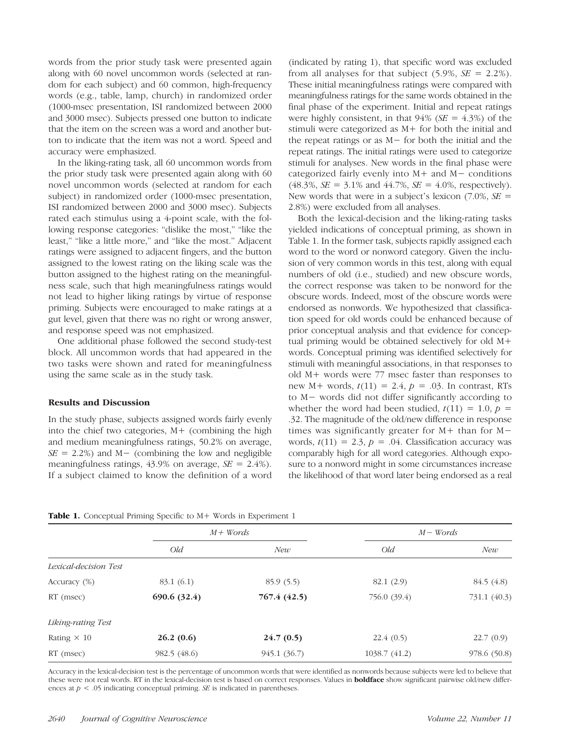words from the prior study task were presented again along with 60 novel uncommon words (selected at random for each subject) and 60 common, high-frequency words (e.g., table, lamp, church) in randomized order (1000-msec presentation, ISI randomized between 2000 and 3000 msec). Subjects pressed one button to indicate that the item on the screen was a word and another button to indicate that the item was not a word. Speed and accuracy were emphasized.

In the liking-rating task, all 60 uncommon words from the prior study task were presented again along with 60 novel uncommon words (selected at random for each subject) in randomized order (1000-msec presentation, ISI randomized between 2000 and 3000 msec). Subjects rated each stimulus using a 4-point scale, with the following response categories: "dislike the most," "like the least," "like a little more," and "like the most." Adjacent ratings were assigned to adjacent fingers, and the button assigned to the lowest rating on the liking scale was the button assigned to the highest rating on the meaningfulness scale, such that high meaningfulness ratings would not lead to higher liking ratings by virtue of response priming. Subjects were encouraged to make ratings at a gut level, given that there was no right or wrong answer, and response speed was not emphasized.

One additional phase followed the second study-test block. All uncommon words that had appeared in the two tasks were shown and rated for meaningfulness using the same scale as in the study task.

### Results and Discussion

In the study phase, subjects assigned words fairly evenly into the chief two categories, M+ (combining the high and medium meaningfulness ratings, 50.2% on average, *SE* = 2.2%) and M− (combining the low and negligible meaningfulness ratings, 43.9% on average, *SE* = 2.4%). If a subject claimed to know the definition of a word (indicated by rating 1), that specific word was excluded from all analyses for that subject (5.9%, *SE* = 2.2%). These initial meaningfulness ratings were compared with meaningfulness ratings for the same words obtained in the final phase of the experiment. Initial and repeat ratings were highly consistent, in that 94% (*SE* = 4.3%) of the stimuli were categorized as M+ for both the initial and the repeat ratings or as M− for both the initial and the repeat ratings. The initial ratings were used to categorize stimuli for analyses. New words in the final phase were categorized fairly evenly into M+ and M− conditions (48.3%, *SE* = 3.1% and 44.7%, *SE* = 4.0%, respectively). New words that were in a subject's lexicon (7.0%, *SE* = 2.8%) were excluded from all analyses.

Both the lexical-decision and the liking-rating tasks yielded indications of conceptual priming, as shown in Table 1. In the former task, subjects rapidly assigned each word to the word or nonword category. Given the inclusion of very common words in this test, along with equal numbers of old (i.e., studied) and new obscure words, the correct response was taken to be nonword for the obscure words. Indeed, most of the obscure words were endorsed as nonwords. We hypothesized that classification speed for old words could be enhanced because of prior conceptual analysis and that evidence for conceptual priming would be obtained selectively for old M+ words. Conceptual priming was identified selectively for stimuli with meaningful associations, in that responses to old M+ words were 77 msec faster than responses to new M+ words, $t(11) = 2.4$, $p = .03$. In contrast, RTs to M− words did not differ significantly according to whether the word had been studied, $t(11) = 1.0$, $p = .32$. The magnitude of the old/new difference in response times was significantly greater for M+ than for M− words, $t(11) = 2.3$, $p = .04$. Classification accuracy was comparably high for all word categories. Although exposure to a nonword might in some circumstances increase the likelihood of that word later being endorsed as a real

**Table 1.** Conceptual Priming Specific to M+ Words in Experiment 1

| | *M+ Words* | | *M− Words* | |
|---|---|---|---|---|
| | *Old* | *New* | *Old* | *New* |
| *Lexical-decision Test* | | | | |
| Accuracy (%) | 83.1 (6.1) | 85.9 (5.5) | 82.1 (2.9) | 84.5 (4.8) |
| RT (msec) | **690.6 (32.4)** | **767.4 (42.5)** | 756.0 (39.4) | 731.1 (40.3) |
| *Liking-rating Test* | | | | |
| Rating × 10 | **26.2 (0.6)** | **24.7 (0.5)** | 22.4 (0.5) | 22.7 (0.9) |
| RT (msec) | 982.5 (48.6) | 945.1 (36.7) | 1038.7 (41.2) | 978.6 (50.8) |

Accuracy in the lexical-decision test is the percentage of uncommon words that were identified as nonwords because subjects were led to believe that these were not real words. RT in the lexical-decision test is based on correct responses. Values in **boldface** show significant pairwise old/new differences at $p < .05$ indicating conceptual priming. *SE* is indicated in parentheses.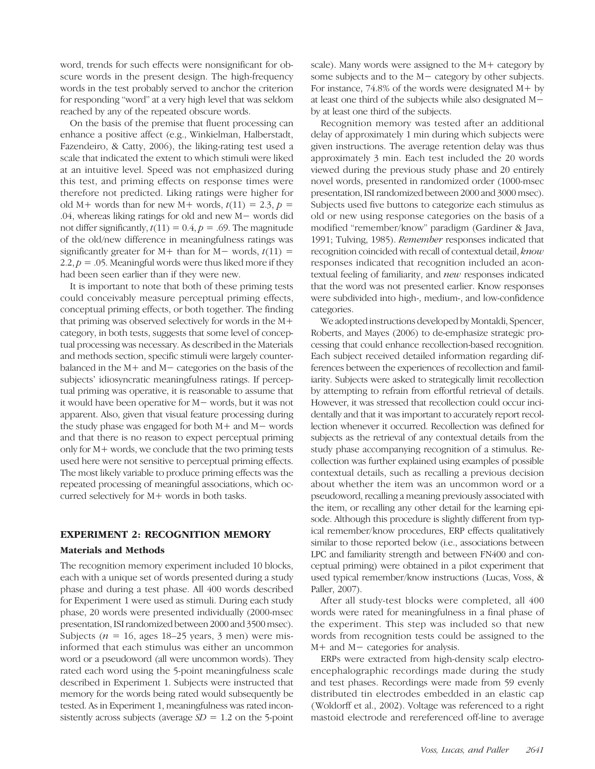word, trends for such effects were nonsignificant for obscure words in the present design. The high-frequency words in the test probably served to anchor the criterion for responding "word" at a very high level that was seldom reached by any of the repeated obscure words.

On the basis of the premise that fluent processing can enhance a positive affect (e.g., Winkielman, Halberstadt, Fazendeiro, & Catty, 2006), the liking-rating test used a scale that indicated the extent to which stimuli were liked at an intuitive level. Speed was not emphasized during this test, and priming effects on response times were therefore not predicted. Liking ratings were higher for old M+ words than for new M+ words, $t(11) = 2.3$, $p = .04$, whereas liking ratings for old and new M− words did not differ significantly, $t(11) = 0.4$, $p = .69$. The magnitude of the old/new difference in meaningfulness ratings was significantly greater for M+ than for M− words, $t(11) = 2.2$, $p = .05$. Meaningful words were thus liked more if they had been seen earlier than if they were new.

It is important to note that both of these priming tests could conceivably measure perceptual priming effects, conceptual priming effects, or both together. The finding that priming was observed selectively for words in the M+ category, in both tests, suggests that some level of conceptual processing was necessary. As described in the Materials and methods section, specific stimuli were largely counterbalanced in the M+ and M− categories on the basis of the subjects' idiosyncratic meaningfulness ratings. If perceptual priming was operative, it is reasonable to assume that it would have been operative for M− words, but it was not apparent. Also, given that visual feature processing during the study phase was engaged for both M+ and M− words and that there is no reason to expect perceptual priming only for M+ words, we conclude that the two priming tests used here were not sensitive to perceptual priming effects. The most likely variable to produce priming effects was the repeated processing of meaningful associations, which occurred selectively for M+ words in both tasks.

## EXPERIMENT 2: RECOGNITION MEMORY

### Materials and Methods

The recognition memory experiment included 10 blocks, each with a unique set of words presented during a study phase and during a test phase. All 400 words described for Experiment 1 were used as stimuli. During each study phase, 20 words were presented individually (2000-msec presentation, ISI randomized between 2000 and 3500 msec). Subjects ($n = 16$, ages 18–25 years, 3 men) were misinformed that each stimulus was either an uncommon word or a pseudoword (all were uncommon words). They rated each word using the 5-point meaningfulness scale described in Experiment 1. Subjects were instructed that memory for the words being rated would subsequently be tested. As in Experiment 1, meaningfulness was rated inconsistently across subjects (average $SD = 1.2$ on the 5-point scale). Many words were assigned to the M+ category by some subjects and to the M− category by other subjects. For instance, 74.8% of the words were designated M+ by at least one third of the subjects while also designated M− by at least one third of the subjects.

Recognition memory was tested after an additional delay of approximately 1 min during which subjects were given instructions. The average retention delay was thus approximately 3 min. Each test included the 20 words viewed during the previous study phase and 20 entirely novel words, presented in randomized order (1000-msec presentation, ISI randomized between 2000 and 3000 msec). Subjects used five buttons to categorize each stimulus as old or new using response categories on the basis of a modified "remember/know" paradigm (Gardiner & Java, 1991; Tulving, 1985). *Remember* responses indicated that recognition coincided with recall of contextual detail, *know* responses indicated that recognition included an acontextual feeling of familiarity, and *new* responses indicated that the word was not presented earlier. Know responses were subdivided into high-, medium-, and low-confidence categories.

We adopted instructions developed by Montaldi, Spencer, Roberts, and Mayes (2006) to de-emphasize strategic processing that could enhance recollection-based recognition. Each subject received detailed information regarding differences between the experiences of recollection and familiarity. Subjects were asked to strategically limit recollection by attempting to refrain from effortful retrieval of details. However, it was stressed that recollection could occur incidentally and that it was important to accurately report recollection whenever it occurred. Recollection was defined for subjects as the retrieval of any contextual details from the study phase accompanying recognition of a stimulus. Recollection was further explained using examples of possible contextual details, such as recalling a previous decision about whether the item was an uncommon word or a pseudoword, recalling a meaning previously associated with the item, or recalling any other detail for the learning episode. Although this procedure is slightly different from typical remember/know procedures, ERP effects qualitatively similar to those reported below (i.e., associations between LPC and familiarity strength and between FN400 and conceptual priming) were obtained in a pilot experiment that used typical remember/know instructions (Lucas, Voss, & Paller, 2007).

After all study-test blocks were completed, all 400 words were rated for meaningfulness in a final phase of the experiment. This step was included so that new words from recognition tests could be assigned to the M+ and M− categories for analysis.

ERPs were extracted from high-density scalp electroencephalographic recordings made during the study and test phases. Recordings were made from 59 evenly distributed tin electrodes embedded in an elastic cap (Woldorff et al., 2002). Voltage was referenced to a right mastoid electrode and rereferenced off-line to average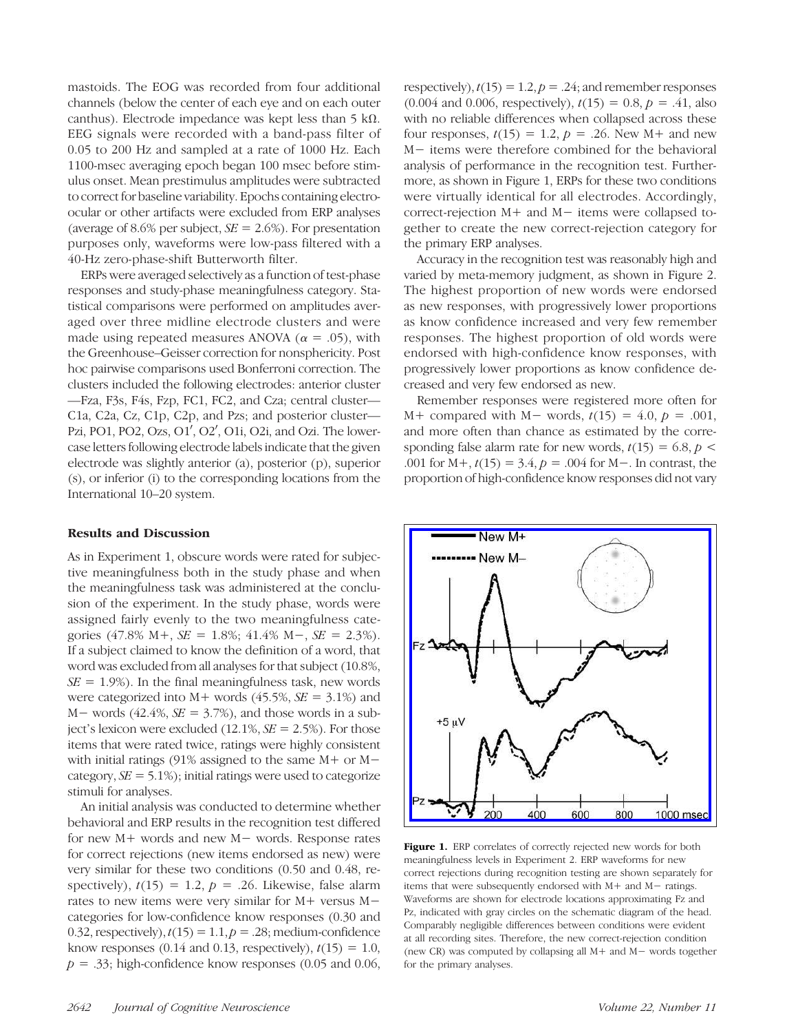mastoids. The EOG was recorded from four additional channels (below the center of each eye and on each outer canthus). Electrode impedance was kept less than 5 kΩ. EEG signals were recorded with a band-pass filter of 0.05 to 200 Hz and sampled at a rate of 1000 Hz. Each 1100-msec averaging epoch began 100 msec before stimulus onset. Mean prestimulus amplitudes were subtracted to correct for baseline variability. Epochs containing electroocular or other artifacts were excluded from ERP analyses (average of 8.6% per subject, *SE* = 2.6%). For presentation purposes only, waveforms were low-pass filtered with a 40-Hz zero-phase-shift Butterworth filter.

ERPs were averaged selectively as a function of test-phase responses and study-phase meaningfulness category. Statistical comparisons were performed on amplitudes averaged over three midline electrode clusters and were made using repeated measures ANOVA ($\alpha = .05$), with the Greenhouse–Geisser correction for nonsphericity. Post hoc pairwise comparisons used Bonferroni correction. The clusters included the following electrodes: anterior cluster—Fza, F3s, F4s, Fzp, FC1, FC2, and Cza; central cluster—C1a, C2a, Cz, C1p, C2p, and Pzs; and posterior cluster—Pzi, PO1, PO2, Ozs, O1′, O2′, O1i, O2i, and Ozi. The lowercase letters following electrode labels indicate that the given electrode was slightly anterior (a), posterior (p), superior (s), or inferior (i) to the corresponding locations from the International 10–20 system.

## Results and Discussion

As in Experiment 1, obscure words were rated for subjective meaningfulness both in the study phase and when the meaningfulness task was administered at the conclusion of the experiment. In the study phase, words were assigned fairly evenly to the two meaningfulness categories (47.8% M+, *SE* = 1.8%; 41.4% M−, *SE* = 2.3%). If a subject claimed to know the definition of a word, that word was excluded from all analyses for that subject (10.8%, *SE* = 1.9%). In the final meaningfulness task, new words were categorized into M+ words (45.5%, *SE* = 3.1%) and M− words (42.4%, *SE* = 3.7%), and those words in a subject's lexicon were excluded (12.1%, *SE* = 2.5%). For those items that were rated twice, ratings were highly consistent with initial ratings (91% assigned to the same M+ or M− category, *SE* = 5.1%); initial ratings were used to categorize stimuli for analyses.

An initial analysis was conducted to determine whether behavioral and ERP results in the recognition test differed for new M+ words and new M− words. Response rates for correct rejections (new items endorsed as new) were very similar for these two conditions (0.50 and 0.48, respectively), $t(15) = 1.2$, $p = .26$. Likewise, false alarm rates to new items were very similar for M+ versus M− categories for low-confidence know responses (0.30 and 0.32, respectively), $t(15) = 1.1$, $p = .28$; medium-confidence know responses (0.14 and 0.13, respectively), $t(15) = 1.0$, $p = .33$; high-confidence know responses (0.05 and 0.06, respectively), $t(15) = 1.2$, $p = .24$; and remember responses (0.004 and 0.006, respectively), $t(15) = 0.8$, $p = .41$, also with no reliable differences when collapsed across these four responses, $t(15) = 1.2$, $p = .26$. New M+ and new M− items were therefore combined for the behavioral analysis of performance in the recognition test. Furthermore, as shown in Figure 1, ERPs for these two conditions were virtually identical for all electrodes. Accordingly, correct-rejection M+ and M− items were collapsed together to create the new correct-rejection category for the primary ERP analyses.

Accuracy in the recognition test was reasonably high and varied by meta-memory judgment, as shown in Figure 2. The highest proportion of new words were endorsed as new responses, with progressively lower proportions as know confidence increased and very few remember responses. The highest proportion of old words were endorsed with high-confidence know responses, with progressively lower proportions as know confidence decreased and very few endorsed as new.

Remember responses were registered more often for M+ compared with M− words, $t(15) = 4.0$, $p = .001$, and more often than chance as estimated by the corresponding false alarm rate for new words, $t(15) = 6.8$, $p < .001$ for M+, $t(15) = 3.4$, $p = .004$ for M−. In contrast, the proportion of high-confidence know responses did not vary

**Figure 1.** ERP correlates of correctly rejected new words for both meaningfulness levels in Experiment 2. ERP waveforms for new correct rejections during recognition testing are shown separately for items that were subsequently endorsed with M+ and M− ratings. Waveforms are shown for electrode locations approximating Fz and Pz, indicated with gray circles on the schematic diagram of the head. Comparably negligible differences between conditions were evident at all recording sites. Therefore, the new correct-rejection condition (new CR) was computed by collapsing all M+ and M− words together for the primary analyses.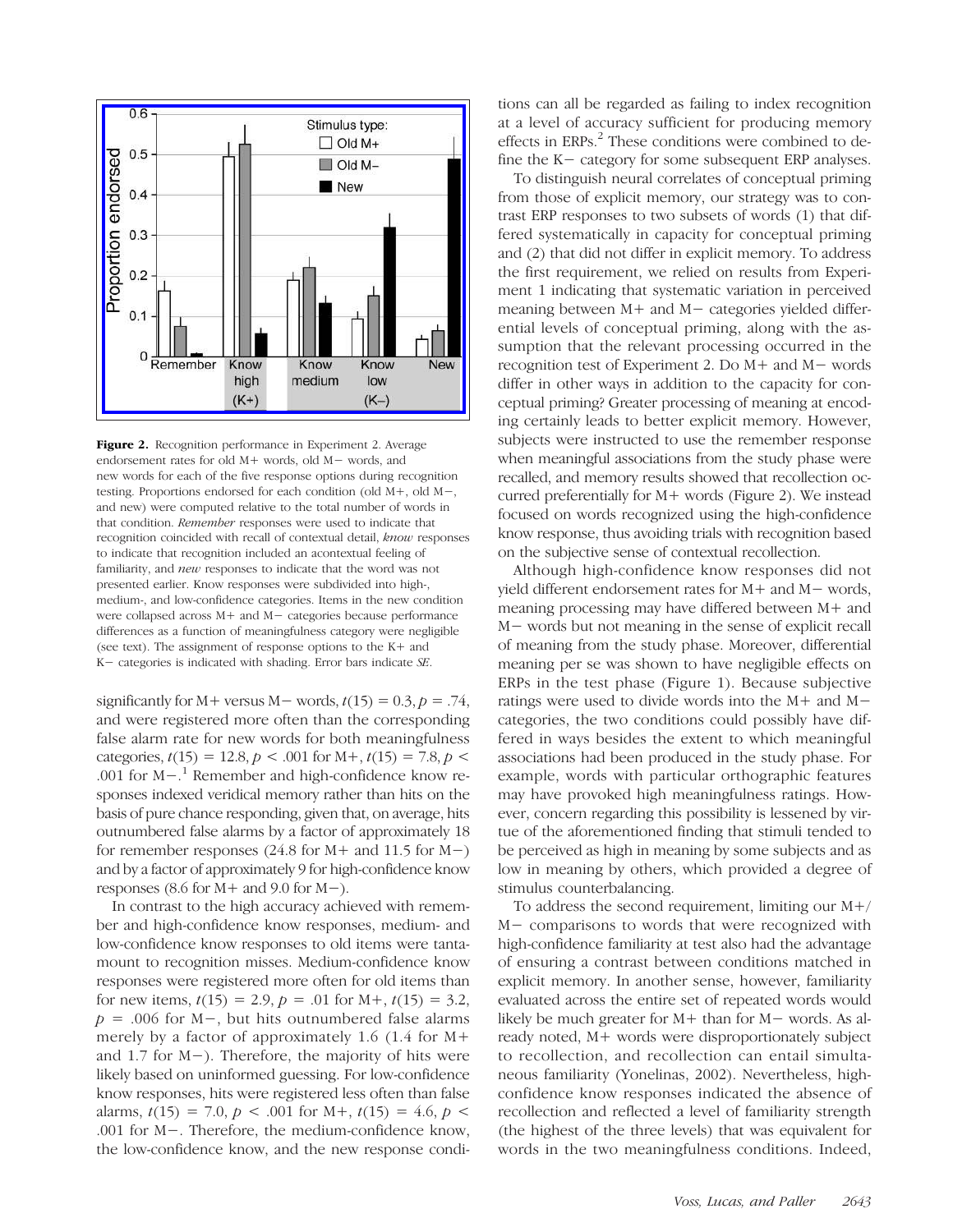0.6
0.5
0.4
0.3
0.2
0.1
0
Proportion endorsed
Stimulus type:
Old M+
Old M−
New
Remember
Know high (K+)
Know medium
Know low
New
(K−)

**Figure 2.** Recognition performance in Experiment 2. Average endorsement rates for old M+ words, old M− words, and new words for each of the five response options during recognition testing. Proportions endorsed for each condition (old M+, old M−, and new) were computed relative to the total number of words in that condition. *Remember* responses were used to indicate that recognition coincided with recall of contextual detail, *know* responses to indicate that recognition included an acontextual feeling of familiarity, and *new* responses to indicate that the word was not presented earlier. Know responses were subdivided into high-, medium-, and low-confidence categories. Items in the new condition were collapsed across M+ and M− categories because performance differences as a function of meaningfulness category were negligible (see text). The assignment of response options to the K+ and K− categories is indicated with shading. Error bars indicate *SE*.

significantly for M+ versus M− words, $t(15) = 0.3, p = .74$, and were registered more often than the corresponding false alarm rate for new words for both meaningfulness categories, $t(15) = 12.8, p < .001$ for M+, $t(15) = 7.8, p < .001$ for M−.[1] Remember and high-confidence know responses indexed veridical memory rather than hits on the basis of pure chance responding, given that, on average, hits outnumbered false alarms by a factor of approximately 18 for remember responses (24.8 for M+ and 11.5 for M−) and by a factor of approximately 9 for high-confidence know responses (8.6 for M+ and 9.0 for M−).

In contrast to the high accuracy achieved with remember and high-confidence know responses, medium- and low-confidence know responses to old items were tantamount to recognition misses. Medium-confidence know responses were registered more often for old items than for new items, $t(15) = 2.9, p = .01$ for M+, $t(15) = 3.2, p = .006$ for M−, but hits outnumbered false alarms merely by a factor of approximately 1.6 (1.4 for M+ and 1.7 for M−). Therefore, the majority of hits were likely based on uninformed guessing. For low-confidence know responses, hits were registered less often than false alarms, $t(15) = 7.0, p < .001$ for M+, $t(15) = 4.6, p < .001$ for M−. Therefore, the medium-confidence know, the low-confidence know, and the new response conditions can all be regarded as failing to index recognition at a level of accuracy sufficient for producing memory effects in ERPs.[2] These conditions were combined to define the K− category for some subsequent ERP analyses.

To distinguish neural correlates of conceptual priming from those of explicit memory, our strategy was to contrast ERP responses to two subsets of words (1) that differed systematically in capacity for conceptual priming and (2) that did not differ in explicit memory. To address the first requirement, we relied on results from Experiment 1 indicating that systematic variation in perceived meaning between M+ and M− categories yielded differential levels of conceptual priming, along with the assumption that the relevant processing occurred in the recognition test of Experiment 2. Do M+ and M− words differ in other ways in addition to the capacity for conceptual priming? Greater processing of meaning at encoding certainly leads to better explicit memory. However, subjects were instructed to use the remember response when meaningful associations from the study phase were recalled, and memory results showed that recollection occurred preferentially for M+ words (Figure 2). We instead focused on words recognized using the high-confidence know response, thus avoiding trials with recognition based on the subjective sense of contextual recollection.

Although high-confidence know responses did not yield different endorsement rates for M+ and M− words, meaning processing may have differed between M+ and M− words but not meaning in the sense of explicit recall of meaning from the study phase. Moreover, differential meaning per se was shown to have negligible effects on ERPs in the test phase (Figure 1). Because subjective ratings were used to divide words into the M+ and M− categories, the two conditions could possibly have differed in ways besides the extent to which meaningful associations had been produced in the study phase. For example, words with particular orthographic features may have provoked high meaningfulness ratings. However, concern regarding this possibility is lessened by virtue of the aforementioned finding that stimuli tended to be perceived as high in meaning by some subjects and as low in meaning by others, which provided a degree of stimulus counterbalancing.

To address the second requirement, limiting our M+/M− comparisons to words that were recognized with high-confidence familiarity at test also had the advantage of ensuring a contrast between conditions matched in explicit memory. In another sense, however, familiarity evaluated across the entire set of repeated words would likely be much greater for M+ than for M− words. As already noted, M+ words were disproportionately subject to recollection, and recollection can entail simultaneous familiarity (Yonelinas, 2002). Nevertheless, high-confidence know responses indicated the absence of recollection and reflected a level of familiarity strength (the highest of the three levels) that was equivalent for words in the two meaningfulness conditions. Indeed,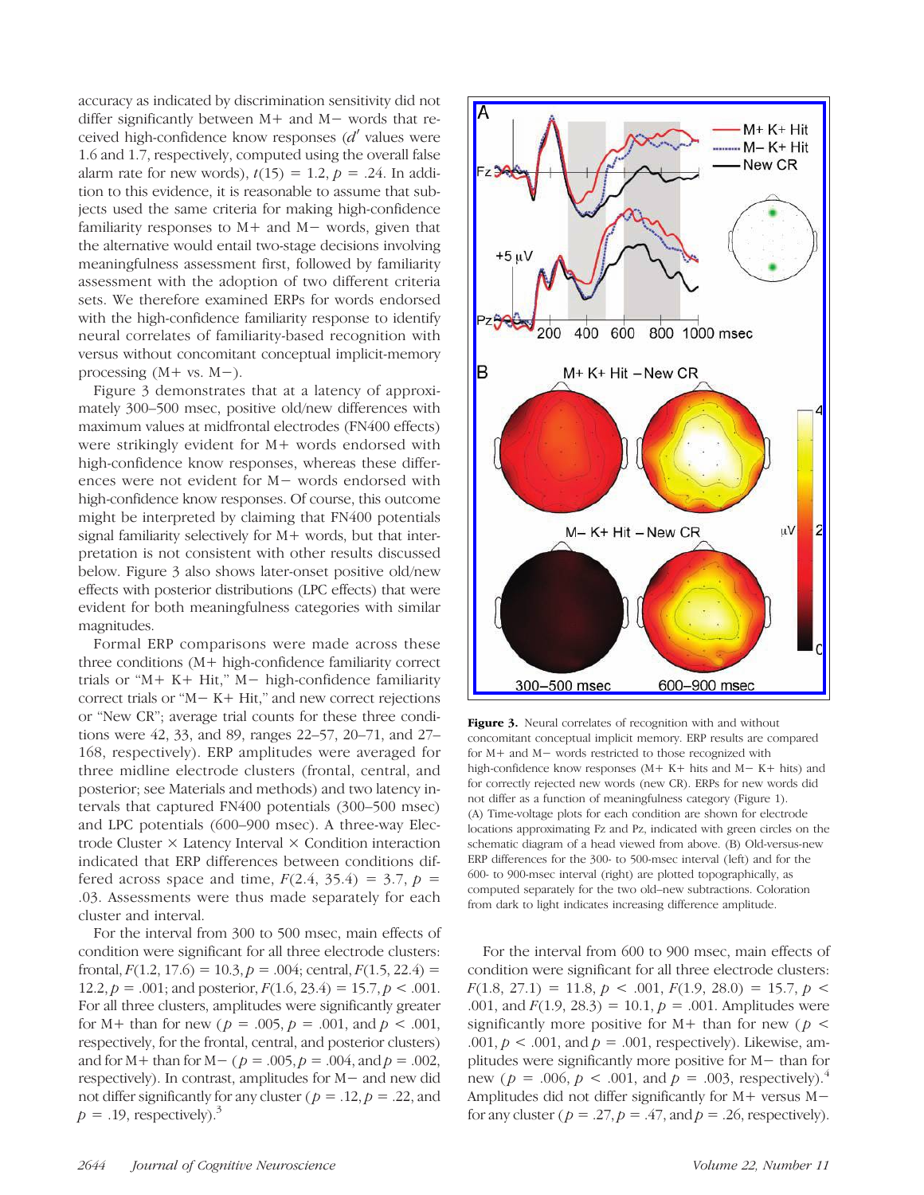accuracy as indicated by discrimination sensitivity did not differ significantly between M+ and M− words that received high-confidence know responses ($d'$ values were 1.6 and 1.7, respectively, computed using the overall false alarm rate for new words), $t(15) = 1.2$, $p = .24$. In addition to this evidence, it is reasonable to assume that subjects used the same criteria for making high-confidence familiarity responses to M+ and M− words, given that the alternative would entail two-stage decisions involving meaningfulness assessment first, followed by familiarity assessment with the adoption of two different criteria sets. We therefore examined ERPs for words endorsed with the high-confidence familiarity response to identify neural correlates of familiarity-based recognition with versus without concomitant conceptual implicit-memory processing (M+ vs. M−).

Figure 3 demonstrates that at a latency of approximately 300–500 msec, positive old/new differences with maximum values at midfrontal electrodes (FN400 effects) were strikingly evident for M+ words endorsed with high-confidence know responses, whereas these differences were not evident for M− words endorsed with high-confidence know responses. Of course, this outcome might be interpreted by claiming that FN400 potentials signal familiarity selectively for M+ words, but that interpretation is not consistent with other results discussed below. Figure 3 also shows later-onset positive old/new effects with posterior distributions (LPC effects) that were evident for both meaningfulness categories with similar magnitudes.

Formal ERP comparisons were made across these three conditions (M+ high-confidence familiarity correct trials or "M+ K+ Hit," M− high-confidence familiarity correct trials or "M− K+ Hit," and new correct rejections or "New CR"; average trial counts for these three conditions were 42, 33, and 89, ranges 22–57, 20–71, and 27–168, respectively). ERP amplitudes were averaged for three midline electrode clusters (frontal, central, and posterior; see Materials and methods) and two latency intervals that captured FN400 potentials (300–500 msec) and LPC potentials (600–900 msec). A three-way Electrode Cluster × Latency Interval × Condition interaction indicated that ERP differences between conditions differed across space and time, $F(2.4, 35.4) = 3.7$, $p = .03$. Assessments were thus made separately for each cluster and interval.

For the interval from 300 to 500 msec, main effects of condition were significant for all three electrode clusters: frontal, $F(1.2, 17.6) = 10.3$, $p = .004$; central, $F(1.5, 22.4) = 12.2$, $p = .001$; and posterior, $F(1.6, 23.4) = 15.7$, $p < .001$. For all three clusters, amplitudes were significantly greater for M+ than for new ($p = .005$, $p = .001$, and $p < .001$, respectively, for the frontal, central, and posterior clusters) and for M+ than for M− ($p = .005$, $p = .004$, and $p = .002$, respectively). In contrast, amplitudes for M− and new did not differ significantly for any cluster ($p = .12$, $p = .22$, and $p = .19$, respectively).[3]

**Figure 3.** Neural correlates of recognition with and without concomitant conceptual implicit memory. ERP results are compared for M+ and M− words restricted to those recognized with high-confidence know responses (M+ K+ hits and M− K+ hits) and for correctly rejected new words (new CR). ERPs for new words did not differ as a function of meaningfulness category (Figure 1). (A) Time-voltage plots for each condition are shown for electrode locations approximating Fz and Pz, indicated with green circles on the schematic diagram of a head viewed from above. (B) Old-versus-new ERP differences for the 300- to 500-msec interval (left) and for the 600- to 900-msec interval (right) are plotted topographically, as computed separately for the two old–new subtractions. Coloration from dark to light indicates increasing difference amplitude.

For the interval from 600 to 900 msec, main effects of condition were significant for all three electrode clusters: $F(1.8, 27.1) = 11.8$, $p < .001$, $F(1.9, 28.0) = 15.7$, $p < .001$, and $F(1.9, 28.3) = 10.1$, $p = .001$. Amplitudes were significantly more positive for M+ than for new ($p < .001$, $p < .001$, and $p = .001$, respectively). Likewise, amplitudes were significantly more positive for M− than for new ($p = .006$, $p < .001$, and $p = .003$, respectively).[4] Amplitudes did not differ significantly for M+ versus M− for any cluster ($p = .27$, $p = .47$, and $p = .26$, respectively).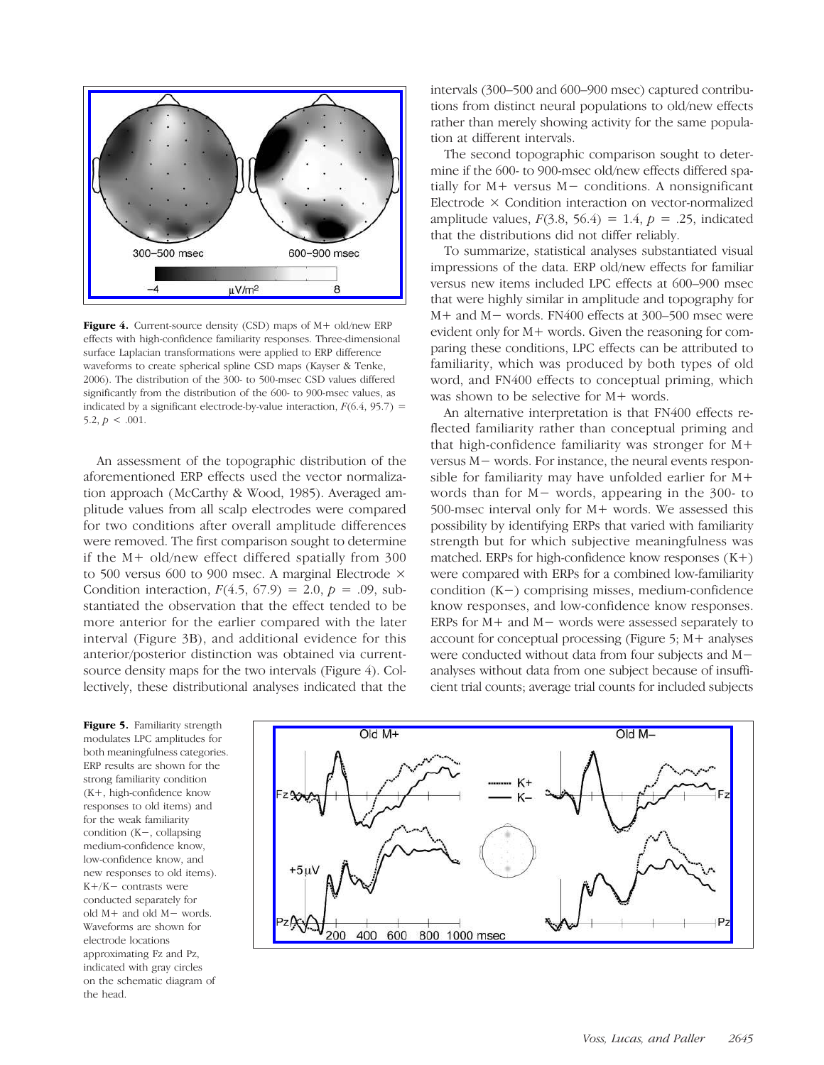**Figure 4.** Current-source density (CSD) maps of M+ old/new ERP effects with high-confidence familiarity responses. Three-dimensional surface Laplacian transformations were applied to ERP difference waveforms to create spherical spline CSD maps (Kayser & Tenke, 2006). The distribution of the 300- to 500-msec CSD values differed significantly from the distribution of the 600- to 900-msec values, as indicated by a significant electrode-by-value interaction, $F(6.4, 95.7) = 5.2$, $p < .001$.

An assessment of the topographic distribution of the aforementioned ERP effects used the vector normalization approach (McCarthy & Wood, 1985). Averaged amplitude values from all scalp electrodes were compared for two conditions after overall amplitude differences were removed. The first comparison sought to determine if the M+ old/new effect differed spatially from 300 to 500 versus 600 to 900 msec. A marginal Electrode × Condition interaction, $F(4.5, 67.9) = 2.0$, $p = .09$, substantiated the observation that the effect tended to be more anterior for the earlier compared with the later interval (Figure 3B), and additional evidence for this anterior/posterior distinction was obtained via current-source density maps for the two intervals (Figure 4). Collectively, these distributional analyses indicated that the intervals (300–500 and 600–900 msec) captured contributions from distinct neural populations to old/new effects rather than merely showing activity for the same population at different intervals.

The second topographic comparison sought to determine if the 600- to 900-msec old/new effects differed spatially for M+ versus M− conditions. A nonsignificant Electrode × Condition interaction on vector-normalized amplitude values, $F(3.8, 56.4) = 1.4$, $p = .25$, indicated that the distributions did not differ reliably.

To summarize, statistical analyses substantiated visual impressions of the data. ERP old/new effects for familiar versus new items included LPC effects at 600–900 msec that were highly similar in amplitude and topography for M+ and M− words. FN400 effects at 300–500 msec were evident only for M+ words. Given the reasoning for comparing these conditions, LPC effects can be attributed to familiarity, which was produced by both types of old word, and FN400 effects to conceptual priming, which was shown to be selective for M+ words.

An alternative interpretation is that FN400 effects reflected familiarity rather than conceptual priming and that high-confidence familiarity was stronger for M+ versus M− words. For instance, the neural events responsible for familiarity may have unfolded earlier for M+ words than for M− words, appearing in the 300- to 500-msec interval only for M+ words. We assessed this possibility by identifying ERPs that varied with familiarity strength but for which subjective meaningfulness was matched. ERPs for high-confidence know responses (K+) were compared with ERPs for a combined low-familiarity condition (K−) comprising misses, medium-confidence know responses, and low-confidence know responses. ERPs for M+ and M− words were assessed separately to account for conceptual processing (Figure 5; M+ analyses were conducted without data from four subjects and M− analyses without data from one subject because of insufficient trial counts; average trial counts for included subjects

**Figure 5.** Familiarity strength modulates LPC amplitudes for both meaningfulness categories. ERP results are shown for the strong familiarity condition (K+, high-confidence know responses to old items) and for the weak familiarity condition (K−, collapsing medium-confidence know, low-confidence know, and new responses to old items). K+/K− contrasts were conducted separately for old M+ and old M− words. Waveforms are shown for electrode locations approximating Fz and Pz, indicated with gray circles on the schematic diagram of the head.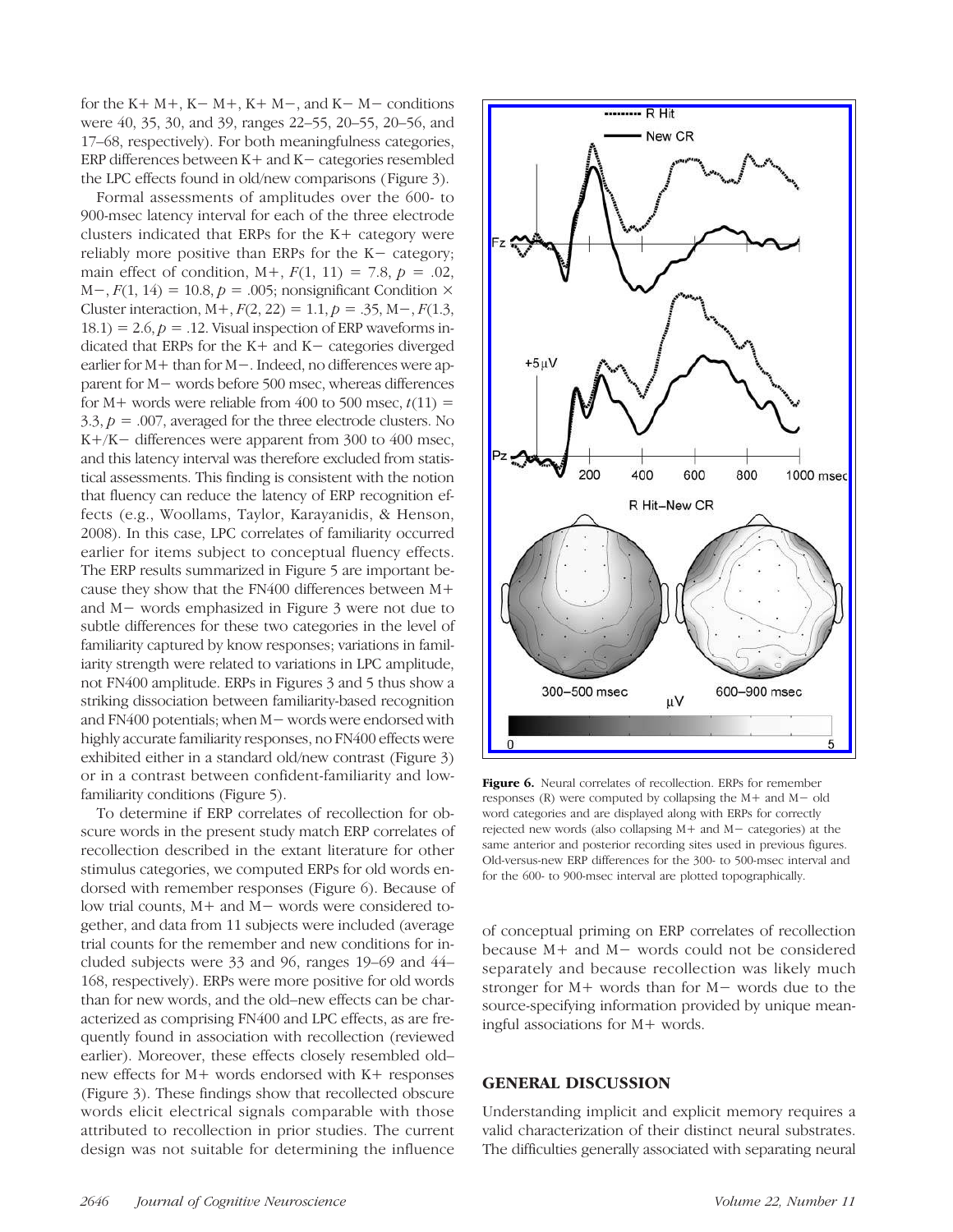for the K+ M+, K− M+, K+ M−, and K− M− conditions were 40, 35, 30, and 39, ranges 22–55, 20–55, 20–56, and 17–68, respectively). For both meaningfulness categories, ERP differences between K+ and K− categories resembled the LPC effects found in old/new comparisons (Figure 3).

Formal assessments of amplitudes over the 600- to 900-msec latency interval for each of the three electrode clusters indicated that ERPs for the K+ category were reliably more positive than ERPs for the K− category; main effect of condition, M+, $F(1, 11) = 7.8$, $p = .02$, M−, $F(1, 14) = 10.8$, $p = .005$; nonsignificant Condition × Cluster interaction, M+, $F(2, 22) = 1.1$, $p = .35$, M−, $F(1.3, 18.1) = 2.6$, $p = .12$. Visual inspection of ERP waveforms indicated that ERPs for the K+ and K− categories diverged earlier for M+ than for M−. Indeed, no differences were apparent for M− words before 500 msec, whereas differences for M+ words were reliable from 400 to 500 msec, $t(11) = 3.3$, $p = .007$, averaged for the three electrode clusters. No K+/K− differences were apparent from 300 to 400 msec, and this latency interval was therefore excluded from statistical assessments. This finding is consistent with the notion that fluency can reduce the latency of ERP recognition effects (e.g., Woollams, Taylor, Karayanidis, & Henson, 2008). In this case, LPC correlates of familiarity occurred earlier for items subject to conceptual fluency effects. The ERP results summarized in Figure 5 are important because they show that the FN400 differences between M+ and M− words emphasized in Figure 3 were not due to subtle differences for these two categories in the level of familiarity captured by know responses; variations in familiarity strength were related to variations in LPC amplitude, not FN400 amplitude. ERPs in Figures 3 and 5 thus show a striking dissociation between familiarity-based recognition and FN400 potentials; when M− words were endorsed with highly accurate familiarity responses, no FN400 effects were exhibited either in a standard old/new contrast (Figure 3) or in a contrast between confident-familiarity and low-familiarity conditions (Figure 5).

To determine if ERP correlates of recollection for obscure words in the present study match ERP correlates of recollection described in the extant literature for other stimulus categories, we computed ERPs for old words endorsed with remember responses (Figure 6). Because of low trial counts, M+ and M− words were considered together, and data from 11 subjects were included (average trial counts for the remember and new conditions for included subjects were 33 and 96, ranges 19–69 and 44–168, respectively). ERPs were more positive for old words than for new words, and the old–new effects can be characterized as comprising FN400 and LPC effects, as are frequently found in association with recollection (reviewed earlier). Moreover, these effects closely resembled old–new effects for M+ words endorsed with K+ responses (Figure 3). These findings show that recollected obscure words elicit electrical signals comparable with those attributed to recollection in prior studies. The current design was not suitable for determining the influence of conceptual priming on ERP correlates of recollection because M+ and M− words could not be considered separately and because recollection was likely much stronger for M+ words than for M− words due to the source-specifying information provided by unique meaningful associations for M+ words.

**Figure 6.** Neural correlates of recollection. ERPs for remember responses (R) were computed by collapsing the M+ and M− old word categories and are displayed along with ERPs for correctly rejected new words (also collapsing M+ and M− categories) at the same anterior and posterior recording sites used in previous figures. Old-versus-new ERP differences for the 300- to 500-msec interval and for the 600- to 900-msec interval are plotted topographically.

## GENERAL DISCUSSION

Understanding implicit and explicit memory requires a valid characterization of their distinct neural substrates. The difficulties generally associated with separating neural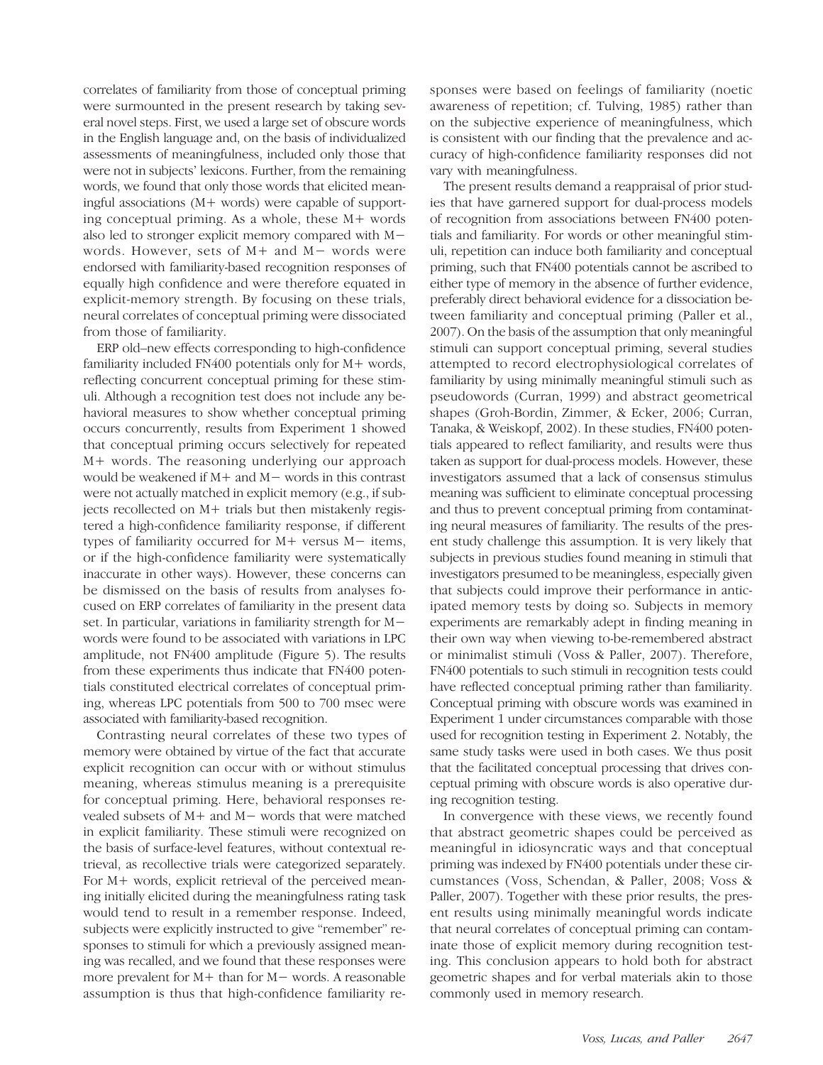correlates of familiarity from those of conceptual priming were surmounted in the present research by taking several novel steps. First, we used a large set of obscure words in the English language and, on the basis of individualized assessments of meaningfulness, included only those that were not in subjects' lexicons. Further, from the remaining words, we found that only those words that elicited meaningful associations (M+ words) were capable of supporting conceptual priming. As a whole, these M+ words also led to stronger explicit memory compared with M− words. However, sets of M+ and M− words were endorsed with familiarity-based recognition responses of equally high confidence and were therefore equated in explicit-memory strength. By focusing on these trials, neural correlates of conceptual priming were dissociated from those of familiarity.

ERP old–new effects corresponding to high-confidence familiarity included FN400 potentials only for M+ words, reflecting concurrent conceptual priming for these stimuli. Although a recognition test does not include any behavioral measures to show whether conceptual priming occurs concurrently, results from Experiment 1 showed that conceptual priming occurs selectively for repeated M+ words. The reasoning underlying our approach would be weakened if M+ and M− words in this contrast were not actually matched in explicit memory (e.g., if subjects recollected on M+ trials but then mistakenly registered a high-confidence familiarity response, if different types of familiarity occurred for M+ versus M− items, or if the high-confidence familiarity were systematically inaccurate in other ways). However, these concerns can be dismissed on the basis of results from analyses focused on ERP correlates of familiarity in the present data set. In particular, variations in familiarity strength for M− words were found to be associated with variations in LPC amplitude, not FN400 amplitude (Figure 5). The results from these experiments thus indicate that FN400 potentials constituted electrical correlates of conceptual priming, whereas LPC potentials from 500 to 700 msec were associated with familiarity-based recognition.

Contrasting neural correlates of these two types of memory were obtained by virtue of the fact that accurate explicit recognition can occur with or without stimulus meaning, whereas stimulus meaning is a prerequisite for conceptual priming. Here, behavioral responses revealed subsets of M+ and M− words that were matched in explicit familiarity. These stimuli were recognized on the basis of surface-level features, without contextual retrieval, as recollective trials were categorized separately. For M+ words, explicit retrieval of the perceived meaning initially elicited during the meaningfulness rating task would tend to result in a remember response. Indeed, subjects were explicitly instructed to give "remember" responses to stimuli for which a previously assigned meaning was recalled, and we found that these responses were more prevalent for M+ than for M− words. A reasonable assumption is thus that high-confidence familiarity responses were based on feelings of familiarity (noetic awareness of repetition; cf. Tulving, 1985) rather than on the subjective experience of meaningfulness, which is consistent with our finding that the prevalence and accuracy of high-confidence familiarity responses did not vary with meaningfulness.

The present results demand a reappraisal of prior studies that have garnered support for dual-process models of recognition from associations between FN400 potentials and familiarity. For words or other meaningful stimuli, repetition can induce both familiarity and conceptual priming, such that FN400 potentials cannot be ascribed to either type of memory in the absence of further evidence, preferably direct behavioral evidence for a dissociation between familiarity and conceptual priming (Paller et al., 2007). On the basis of the assumption that only meaningful stimuli can support conceptual priming, several studies attempted to record electrophysiological correlates of familiarity by using minimally meaningful stimuli such as pseudowords (Curran, 1999) and abstract geometrical shapes (Groh-Bordin, Zimmer, & Ecker, 2006; Curran, Tanaka, & Weiskopf, 2002). In these studies, FN400 potentials appeared to reflect familiarity, and results were thus taken as support for dual-process models. However, these investigators assumed that a lack of consensus stimulus meaning was sufficient to eliminate conceptual processing and thus to prevent conceptual priming from contaminating neural measures of familiarity. The results of the present study challenge this assumption. It is very likely that subjects in previous studies found meaning in stimuli that investigators presumed to be meaningless, especially given that subjects could improve their performance in anticipated memory tests by doing so. Subjects in memory experiments are remarkably adept in finding meaning in their own way when viewing to-be-remembered abstract or minimalist stimuli (Voss & Paller, 2007). Therefore, FN400 potentials to such stimuli in recognition tests could have reflected conceptual priming rather than familiarity. Conceptual priming with obscure words was examined in Experiment 1 under circumstances comparable with those used for recognition testing in Experiment 2. Notably, the same study tasks were used in both cases. We thus posit that the facilitated conceptual processing that drives conceptual priming with obscure words is also operative during recognition testing.

In convergence with these views, we recently found that abstract geometric shapes could be perceived as meaningful in idiosyncratic ways and that conceptual priming was indexed by FN400 potentials under these circumstances (Voss, Schendan, & Paller, 2008; Voss & Paller, 2007). Together with these prior results, the present results using minimally meaningful words indicate that neural correlates of conceptual priming can contaminate those of explicit memory during recognition testing. This conclusion appears to hold both for abstract geometric shapes and for verbal materials akin to those commonly used in memory research.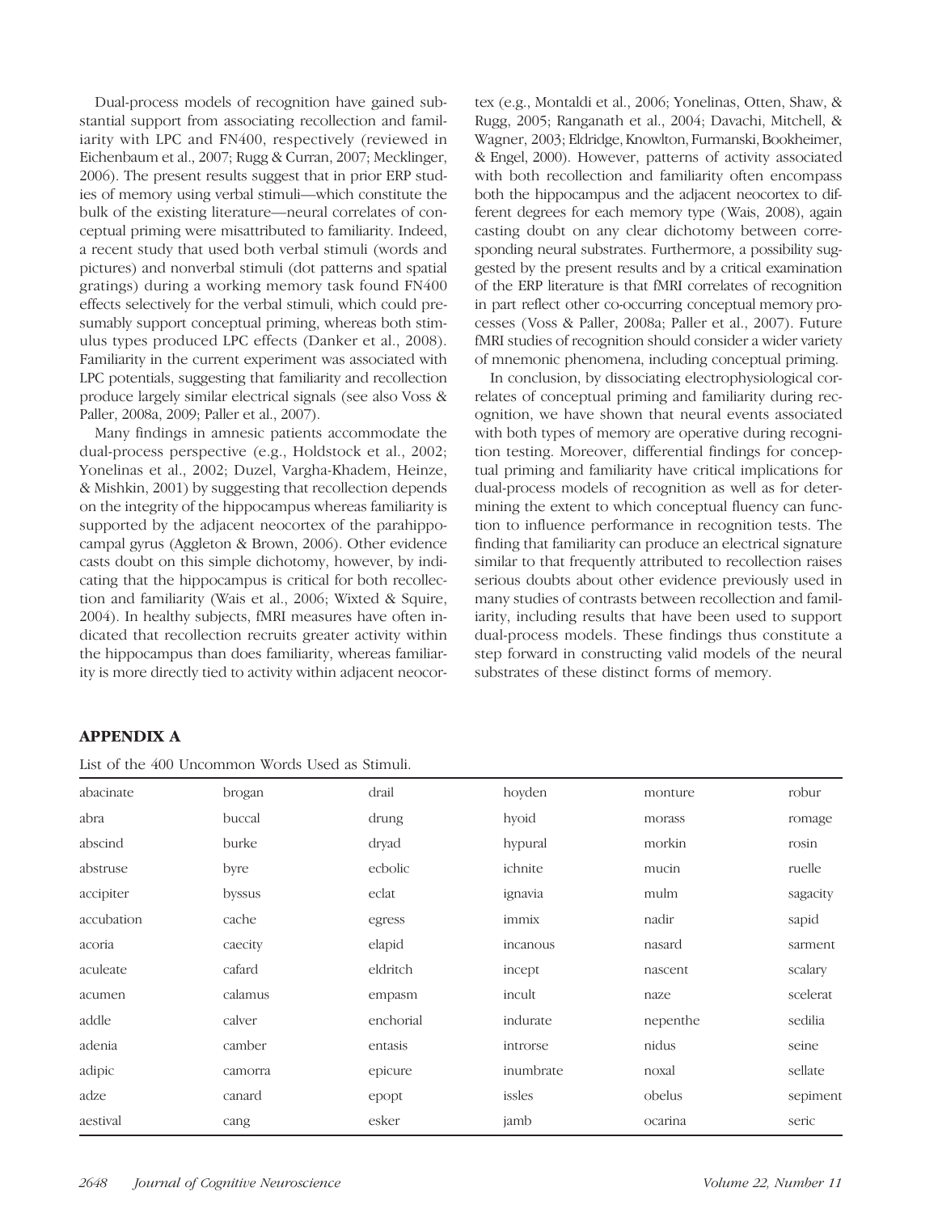Dual-process models of recognition have gained substantial support from associating recollection and familiarity with LPC and FN400, respectively (reviewed in Eichenbaum et al., 2007; Rugg & Curran, 2007; Mecklinger, 2006). The present results suggest that in prior ERP studies of memory using verbal stimuli—which constitute the bulk of the existing literature—neural correlates of conceptual priming were misattributed to familiarity. Indeed, a recent study that used both verbal stimuli (words and pictures) and nonverbal stimuli (dot patterns and spatial gratings) during a working memory task found FN400 effects selectively for the verbal stimuli, which could presumably support conceptual priming, whereas both stimulus types produced LPC effects (Danker et al., 2008). Familiarity in the current experiment was associated with LPC potentials, suggesting that familiarity and recollection produce largely similar electrical signals (see also Voss & Paller, 2008a, 2009; Paller et al., 2007).

Many findings in amnesic patients accommodate the dual-process perspective (e.g., Holdstock et al., 2002; Yonelinas et al., 2002; Duzel, Vargha-Khadem, Heinze, & Mishkin, 2001) by suggesting that recollection depends on the integrity of the hippocampus whereas familiarity is supported by the adjacent neocortex of the parahippocampal gyrus (Aggleton & Brown, 2006). Other evidence casts doubt on this simple dichotomy, however, by indicating that the hippocampus is critical for both recollection and familiarity (Wais et al., 2006; Wixted & Squire, 2004). In healthy subjects, fMRI measures have often indicated that recollection recruits greater activity within the hippocampus than does familiarity, whereas familiarity is more directly tied to activity within adjacent neocortex (e.g., Montaldi et al., 2006; Yonelinas, Otten, Shaw, & Rugg, 2005; Ranganath et al., 2004; Davachi, Mitchell, & Wagner, 2003; Eldridge, Knowlton, Furmanski, Bookheimer, & Engel, 2000). However, patterns of activity associated with both recollection and familiarity often encompass both the hippocampus and the adjacent neocortex to different degrees for each memory type (Wais, 2008), again casting doubt on any clear dichotomy between corresponding neural substrates. Furthermore, a possibility suggested by the present results and by a critical examination of the ERP literature is that fMRI correlates of recognition in part reflect other co-occurring conceptual memory processes (Voss & Paller, 2008a; Paller et al., 2007). Future fMRI studies of recognition should consider a wider variety of mnemonic phenomena, including conceptual priming.

In conclusion, by dissociating electrophysiological correlates of conceptual priming and familiarity during recognition, we have shown that neural events associated with both types of memory are operative during recognition testing. Moreover, differential findings for conceptual priming and familiarity have critical implications for dual-process models of recognition as well as for determining the extent to which conceptual fluency can function to influence performance in recognition tests. The finding that familiarity can produce an electrical signature similar to that frequently attributed to recollection raises serious doubts about other evidence previously used in many studies of contrasts between recollection and familiarity, including results that have been used to support dual-process models. These findings thus constitute a step forward in constructing valid models of the neural substrates of these distinct forms of memory.

## APPENDIX A

List of the 400 Uncommon Words Used as Stimuli.

| | | | | | |
|---|---|---|---|---|---|
| abacinate | brogan | drail | hoyden | monture | robur |
| abra | buccal | drung | hyoid | morass | romage |
| abscind | burke | dryad | hypural | morkin | rosin |
| abstruse | byre | ecbolic | ichnite | mucin | ruelle |
| accipiter | byssus | eclat | ignavia | mulm | sagacity |
| accubation | cache | egress | immix | nadir | sapid |
| acoria | caecity | elapid | incanous | nasard | sarment |
| aculeate | cafard | eldritch | incept | nascent | scalary |
| acumen | calamus | empasm | incult | naze | scelerat |
| addle | calver | enchorial | indurate | nepenthe | sedilia |
| adenia | camber | entasis | introrse | nidus | seine |
| adipic | camorra | epicure | inumbrate | noxal | sellate |
| adze | canard | epopt | issles | obelus | sepiment |
| aestival | cang | esker | jamb | ocarina | seric |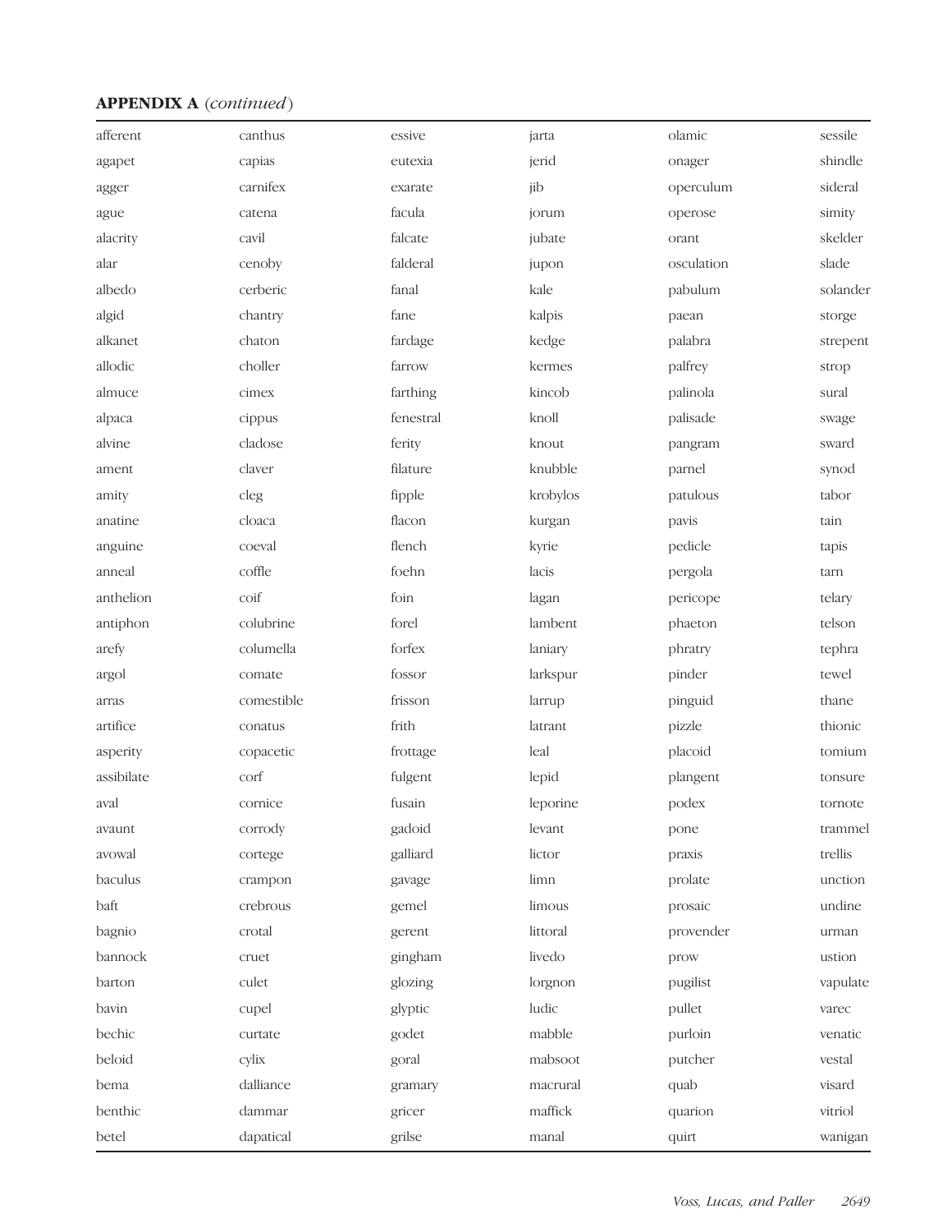**APPENDIX A** (*continued*)

| | | | | | |
|---|---|---|---|---|---|
| afferent | canthus | essive | jarta | olamic | sessile |
| agapet | capias | eutexia | jerid | onager | shindle |
| agger | carnifex | exarate | jib | operculum | sideral |
| ague | catena | facula | jorum | operose | simity |
| alacrity | cavil | falcate | jubate | orant | skelder |
| alar | cenoby | falderal | jupon | osculation | slade |
| albedo | cerberic | fanal | kale | pabulum | solander |
| algid | chantry | fane | kalpis | paean | storge |
| alkanet | chaton | fardage | kedge | palabra | strepent |
| allodic | choller | farrow | kermes | palfrey | strop |
| almuce | cimex | farthing | kincob | palinola | sural |
| alpaca | cippus | fenestral | knoll | palisade | swage |
| alvine | cladose | ferity | knout | pangram | sward |
| ament | claver | filature | knubble | parnel | synod |
| amity | cleg | fipple | krobylos | patulous | tabor |
| anatine | cloaca | flacon | kurgan | pavis | tain |
| anguine | coeval | flench | kyrie | pedicle | tapis |
| anneal | coffle | foehn | lacis | pergola | tarn |
| anthelion | coif | foin | lagan | pericope | telary |
| antiphon | colubrine | forel | lambent | phaeton | telson |
| arefy | columella | forfex | laniary | phratry | tephra |
| argol | comate | fossor | larkspur | pinder | tewel |
| arras | comestible | frisson | larrup | pinguid | thane |
| artifice | conatus | frith | latrant | pizzle | thionic |
| asperity | copacetic | frottage | leal | placoid | tomium |
| assibilate | corf | fulgent | lepid | plangent | tonsure |
| aval | cornice | fusain | leporine | podex | tornote |
| avaunt | corrody | gadoid | levant | pone | trammel |
| avowal | cortege | galliard | lictor | praxis | trellis |
| baculus | crampon | gavage | limn | prolate | unction |
| baft | crebrous | gemel | limous | prosaic | undine |
| bagnio | crotal | gerent | littoral | provender | urman |
| bannock | cruet | gingham | livedo | prow | ustion |
| barton | culet | glozing | lorgnon | pugilist | vapulate |
| bavin | cupel | glyptic | ludic | pullet | varec |
| bechic | curtate | godet | mabble | purloin | venatic |
| beloid | cylix | goral | mabsoot | putcher | vestal |
| bema | dalliance | gramary | macrural | quab | visard |
| benthic | dammar | gricer | maffick | quarion | vitriol |
| betel | dapatical | grilse | manal | quirt | wanigan |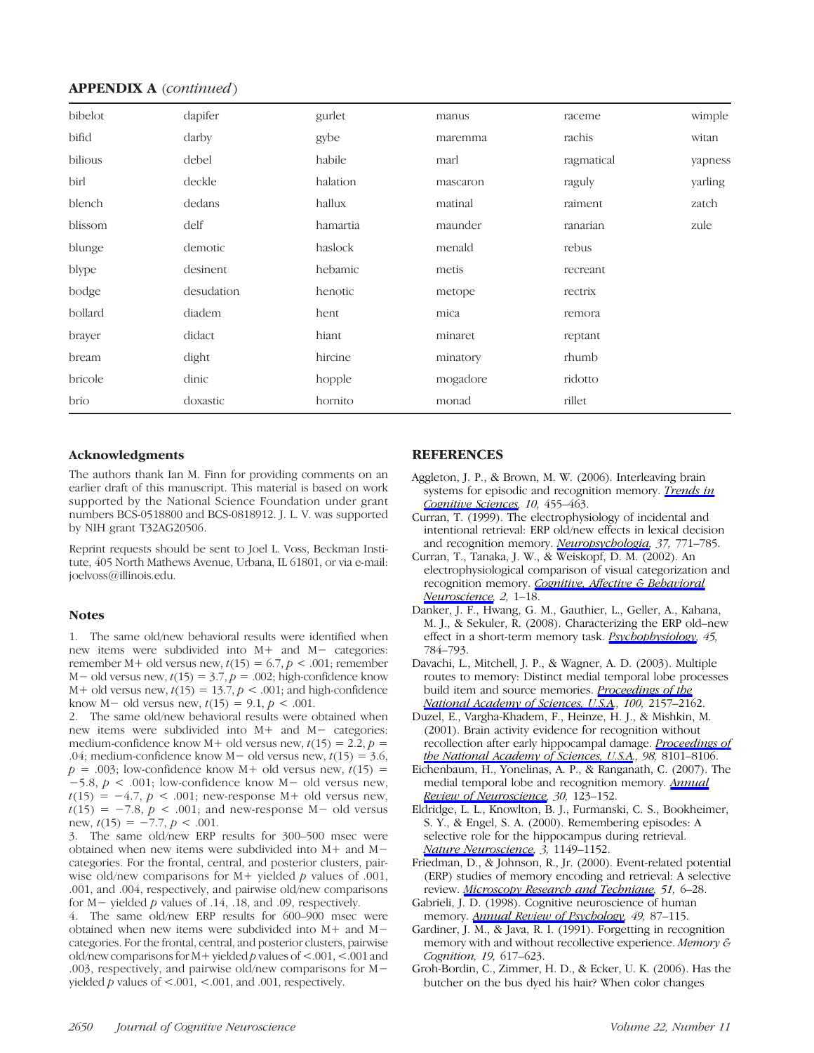**APPENDIX A** *(continued)*

| | | | | | |
|---|---|---|---|---|---|
| bibelot | dapifer | gurlet | manus | raceme | wimple |
| bifid | darby | gybe | maremma | rachis | witan |
| bilious | debel | habile | marl | ragmatical | yapness |
| birl | deckle | halation | mascaron | raguly | yarling |
| blench | dedans | hallux | matinal | raiment | zatch |
| blissom | delf | hamartia | maunder | ranarian | zule |
| blunge | demotic | haslock | menald | rebus | |
| blype | desinent | hebamic | metis | recreant | |
| bodge | desudation | henotic | metope | rectrix | |
| bollard | diadem | hent | mica | remora | |
| brayer | didact | hiant | minaret | reptant | |
| bream | dight | hircine | minatory | rhumb | |
| bricole | dinic | hopple | mogadore | ridotto | |
| brio | doxastic | hornito | monad | rillet | |

## Acknowledgments

The authors thank Ian M. Finn for providing comments on an earlier draft of this manuscript. This material is based on work supported by the National Science Foundation under grant numbers BCS-0518800 and BCS-0818912. J. L. V. was supported by NIH grant T32AG20506.

Reprint requests should be sent to Joel L. Voss, Beckman Institute, 405 North Mathews Avenue, Urbana, IL 61801, or via e-mail: joelvoss@illinois.edu.

## Notes

1. The same old/new behavioral results were identified when new items were subdivided into M+ and M− categories: remember M+ old versus new, $t(15) = 6.7$, $p < .001$; remember M− old versus new, $t(15) = 3.7$, $p = .002$; high-confidence know M+ old versus new, $t(15) = 13.7$, $p < .001$; and high-confidence know M− old versus new, $t(15) = 9.1$, $p < .001$.
2. The same old/new behavioral results were obtained when new items were subdivided into M+ and M− categories: medium-confidence know M+ old versus new, $t(15) = 2.2$, $p = .04$; medium-confidence know M− old versus new, $t(15) = 3.6$, $p = .003$; low-confidence know M+ old versus new, $t(15) = -5.8$, $p < .001$; low-confidence know M− old versus new, $t(15) = -4.7$, $p < .001$; new-response M+ old versus new, $t(15) = -7.8$, $p < .001$; and new-response M− old versus new, $t(15) = -7.7$, $p < .001$.
3. The same old/new ERP results for 300–500 msec were obtained when new items were subdivided into M+ and M− categories. For the frontal, central, and posterior clusters, pairwise old/new comparisons for M+ yielded $p$ values of .001, .001, and .004, respectively, and pairwise old/new comparisons for M− yielded $p$ values of .14, .18, and .09, respectively.
4. The same old/new ERP results for 600–900 msec were obtained when new items were subdivided into M+ and M− categories. For the frontal, central, and posterior clusters, pairwise old/new comparisons for M+ yielded $p$ values of <.001, <.001 and .003, respectively, and pairwise old/new comparisons for M− yielded $p$ values of <.001, <.001, and .001, respectively.

## REFERENCES

Aggleton, J. P., & Brown, M. W. (2006). Interleaving brain systems for episodic and recognition memory. *Trends in Cognitive Sciences, 10,* 455–463.

Curran, T. (1999). The electrophysiology of incidental and intentional retrieval: ERP old/new effects in lexical decision and recognition memory. *Neuropsychologia, 37,* 771–785.

Curran, T., Tanaka, J. W., & Weiskopf, D. M. (2002). An electrophysiological comparison of visual categorization and recognition memory. *Cognitive, Affective & Behavioral Neuroscience, 2,* 1–18.

Danker, J. F., Hwang, G. M., Gauthier, L., Geller, A., Kahana, M. J., & Sekuler, R. (2008). Characterizing the ERP old–new effect in a short-term memory task. *Psychophysiology, 45,* 784–793.

Davachi, L., Mitchell, J. P., & Wagner, A. D. (2003). Multiple routes to memory: Distinct medial temporal lobe processes build item and source memories. *Proceedings of the National Academy of Sciences, U.S.A., 100,* 2157–2162.

Duzel, E., Vargha-Khadem, F., Heinze, H. J., & Mishkin, M. (2001). Brain activity evidence for recognition without recollection after early hippocampal damage. *Proceedings of the National Academy of Sciences, U.S.A., 98,* 8101–8106.

Eichenbaum, H., Yonelinas, A. P., & Ranganath, C. (2007). The medial temporal lobe and recognition memory. *Annual Review of Neuroscience, 30,* 123–152.

Eldridge, L. L., Knowlton, B. J., Furmanski, C. S., Bookheimer, S. Y., & Engel, S. A. (2000). Remembering episodes: A selective role for the hippocampus during retrieval. *Nature Neuroscience, 3,* 1149–1152.

Friedman, D., & Johnson, R., Jr. (2000). Event-related potential (ERP) studies of memory encoding and retrieval: A selective review. *Microscopy Research and Technique, 51,* 6–28.

Gabrieli, J. D. (1998). Cognitive neuroscience of human memory. *Annual Review of Psychology, 49,* 87–115.

Gardiner, J. M., & Java, R. I. (1991). Forgetting in recognition memory with and without recollective experience. *Memory & Cognition, 19,* 617–623.

Groh-Bordin, C., Zimmer, H. D., & Ecker, U. K. (2006). Has the butcher on the bus dyed his hair? When color changes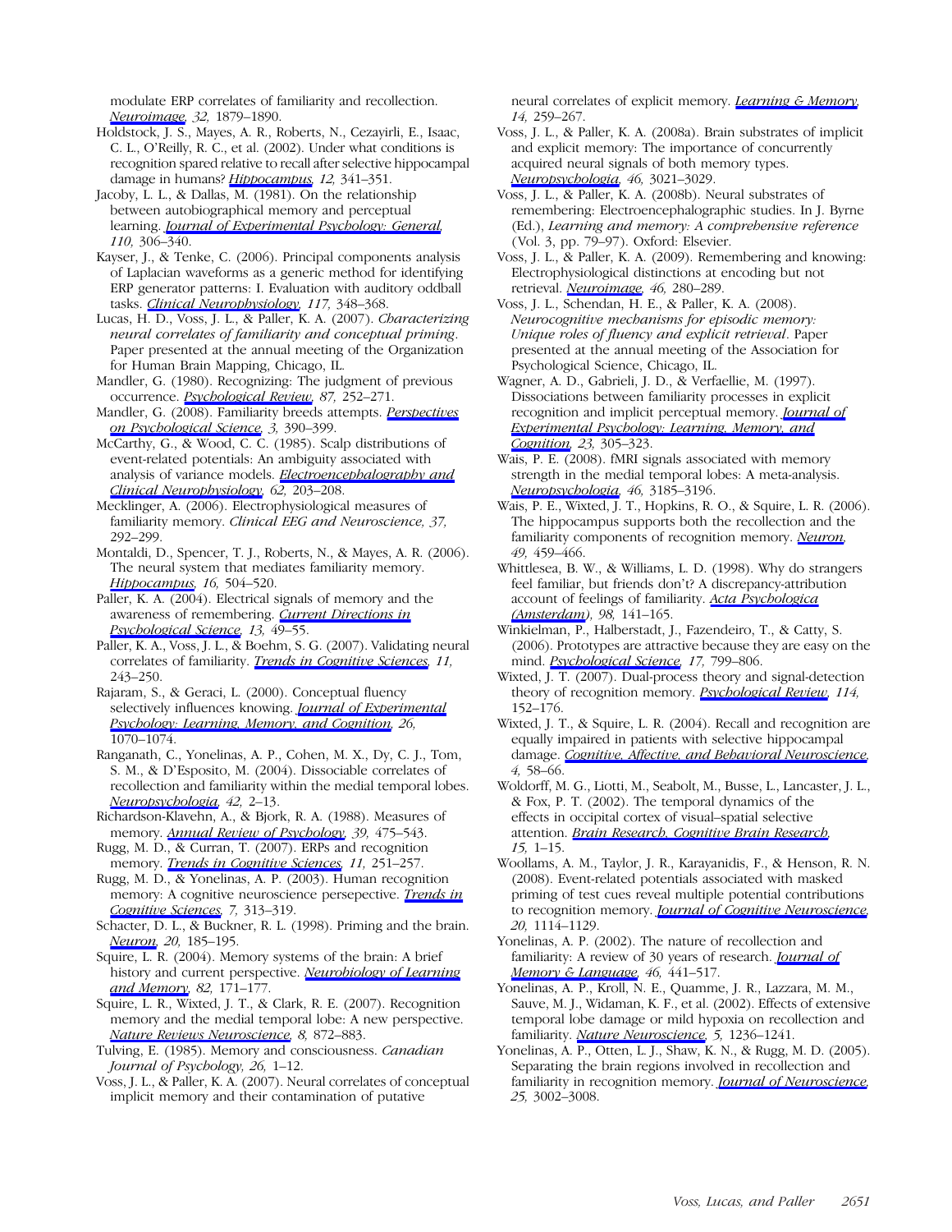modulate ERP correlates of familiarity and recollection. *Neuroimage, 32,* 1879–1890.

Holdstock, J. S., Mayes, A. R., Roberts, N., Cezayirli, E., Isaac, C. L., O'Reilly, R. C., et al. (2002). Under what conditions is recognition spared relative to recall after selective hippocampal damage in humans? *Hippocampus, 12,* 341–351.

Jacoby, L. L., & Dallas, M. (1981). On the relationship between autobiographical memory and perceptual learning. *Journal of Experimental Psychology: General, 110,* 306–340.

Kayser, J., & Tenke, C. (2006). Principal components analysis of Laplacian waveforms as a generic method for identifying ERP generator patterns: I. Evaluation with auditory oddball tasks. *Clinical Neurophysiology, 117,* 348–368.

Lucas, H. D., Voss, J. L., & Paller, K. A. (2007). *Characterizing neural correlates of familiarity and conceptual priming*. Paper presented at the annual meeting of the Organization for Human Brain Mapping, Chicago, IL.

Mandler, G. (1980). Recognizing: The judgment of previous occurrence. *Psychological Review, 87,* 252–271.

Mandler, G. (2008). Familiarity breeds attempts. *Perspectives on Psychological Science, 3,* 390–399.

McCarthy, G., & Wood, C. C. (1985). Scalp distributions of event-related potentials: An ambiguity associated with analysis of variance models. *Electroencephalography and Clinical Neurophysiology, 62,* 203–208.

Mecklinger, A. (2006). Electrophysiological measures of familiarity memory. *Clinical EEG and Neuroscience, 37,* 292–299.

Montaldi, D., Spencer, T. J., Roberts, N., & Mayes, A. R. (2006). The neural system that mediates familiarity memory. *Hippocampus, 16,* 504–520.

Paller, K. A. (2004). Electrical signals of memory and the awareness of remembering. *Current Directions in Psychological Science, 13,* 49–55.

Paller, K. A., Voss, J. L., & Boehm, S. G. (2007). Validating neural correlates of familiarity. *Trends in Cognitive Sciences, 11,* 243–250.

Rajaram, S., & Geraci, L. (2000). Conceptual fluency selectively influences knowing. *Journal of Experimental Psychology: Learning, Memory, and Cognition, 26,* 1070–1074.

Ranganath, C., Yonelinas, A. P., Cohen, M. X., Dy, C. J., Tom, S. M., & D'Esposito, M. (2004). Dissociable correlates of recollection and familiarity within the medial temporal lobes. *Neuropsychologia, 42,* 2–13.

Richardson-Klavehn, A., & Bjork, R. A. (1988). Measures of memory. *Annual Review of Psychology, 39,* 475–543.

Rugg, M. D., & Curran, T. (2007). ERPs and recognition memory. *Trends in Cognitive Sciences, 11,* 251–257.

Rugg, M. D., & Yonelinas, A. P. (2003). Human recognition memory: A cognitive neuroscience persepective. *Trends in Cognitive Sciences, 7,* 313–319.

Schacter, D. L., & Buckner, R. L. (1998). Priming and the brain. *Neuron, 20,* 185–195.

Squire, L. R. (2004). Memory systems of the brain: A brief history and current perspective. *Neurobiology of Learning and Memory, 82,* 171–177.

Squire, L. R., Wixted, J. T., & Clark, R. E. (2007). Recognition memory and the medial temporal lobe: A new perspective. *Nature Reviews Neuroscience, 8,* 872–883.

Tulving, E. (1985). Memory and consciousness. *Canadian Journal of Psychology, 26,* 1–12.

Voss, J. L., & Paller, K. A. (2007). Neural correlates of conceptual implicit memory and their contamination of putative neural correlates of explicit memory. *Learning & Memory, 14,* 259–267.

Voss, J. L., & Paller, K. A. (2008a). Brain substrates of implicit and explicit memory: The importance of concurrently acquired neural signals of both memory types. *Neuropsychologia, 46,* 3021–3029.

Voss, J. L., & Paller, K. A. (2008b). Neural substrates of remembering: Electroencephalographic studies. In J. Byrne (Ed.), *Learning and memory: A comprehensive reference* (Vol. 3, pp. 79–97). Oxford: Elsevier.

Voss, J. L., & Paller, K. A. (2009). Remembering and knowing: Electrophysiological distinctions at encoding but not retrieval. *Neuroimage, 46,* 280–289.

Voss, J. L., Schendan, H. E., & Paller, K. A. (2008). *Neurocognitive mechanisms for episodic memory: Unique roles of fluency and explicit retrieval*. Paper presented at the annual meeting of the Association for Psychological Science, Chicago, IL.

Wagner, A. D., Gabrieli, J. D., & Verfaellie, M. (1997). Dissociations between familiarity processes in explicit recognition and implicit perceptual memory. *Journal of Experimental Psychology: Learning, Memory, and Cognition, 23,* 305–323.

Wais, P. E. (2008). fMRI signals associated with memory strength in the medial temporal lobes: A meta-analysis. *Neuropsychologia, 46,* 3185–3196.

Wais, P. E., Wixted, J. T., Hopkins, R. O., & Squire, L. R. (2006). The hippocampus supports both the recollection and the familiarity components of recognition memory. *Neuron, 49,* 459–466.

Whittlesea, B. W., & Williams, L. D. (1998). Why do strangers feel familiar, but friends don't? A discrepancy-attribution account of feelings of familiarity. *Acta Psychologica (Amsterdam), 98,* 141–165.

Winkielman, P., Halberstadt, J., Fazendeiro, T., & Catty, S. (2006). Prototypes are attractive because they are easy on the mind. *Psychological Science, 17,* 799–806.

Wixted, J. T. (2007). Dual-process theory and signal-detection theory of recognition memory. *Psychological Review, 114,* 152–176.

Wixted, J. T., & Squire, L. R. (2004). Recall and recognition are equally impaired in patients with selective hippocampal damage. *Cognitive, Affective, and Behavioral Neuroscience, 4,* 58–66.

Woldorff, M. G., Liotti, M., Seabolt, M., Busse, L., Lancaster, J. L., & Fox, P. T. (2002). The temporal dynamics of the effects in occipital cortex of visual–spatial selective attention. *Brain Research, Cognitive Brain Research, 15,* 1–15.

Woollams, A. M., Taylor, J. R., Karayanidis, F., & Henson, R. N. (2008). Event-related potentials associated with masked priming of test cues reveal multiple potential contributions to recognition memory. *Journal of Cognitive Neuroscience, 20,* 1114–1129.

Yonelinas, A. P. (2002). The nature of recollection and familiarity: A review of 30 years of research. *Journal of Memory & Language, 46,* 441–517.

Yonelinas, A. P., Kroll, N. E., Quamme, J. R., Lazzara, M. M., Sauve, M. J., Widaman, K. F., et al. (2002). Effects of extensive temporal lobe damage or mild hypoxia on recollection and familiarity. *Nature Neuroscience, 5,* 1236–1241.

Yonelinas, A. P., Otten, L. J., Shaw, K. N., & Rugg, M. D. (2005). Separating the brain regions involved in recollection and familiarity in recognition memory. *Journal of Neuroscience, 25,* 3002–3008.